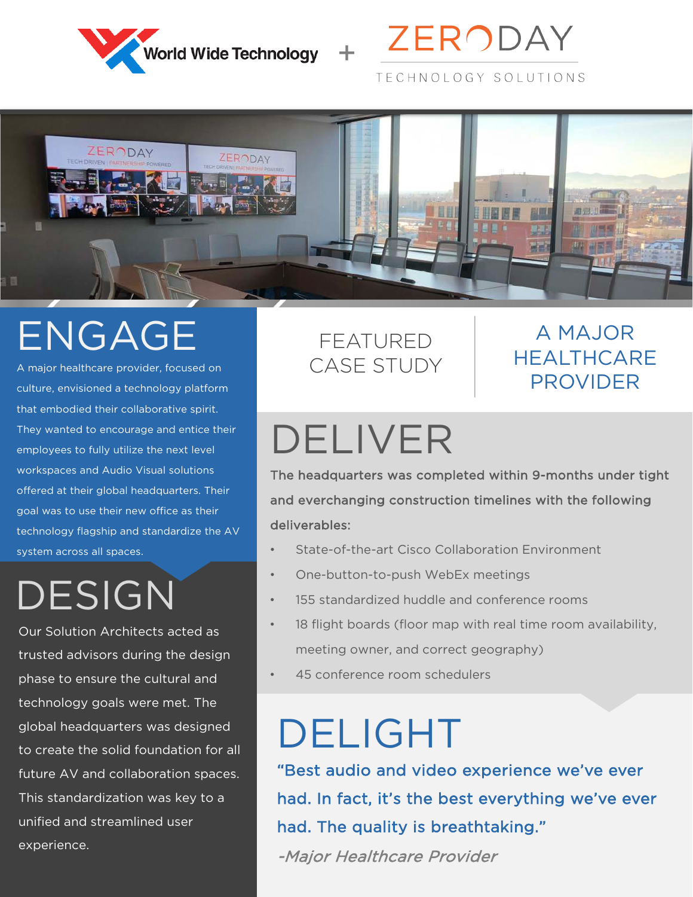World Wide Technology + ZERODAY TECHNOLOGY SOLUTIONS

# ENGAGE

A major healthcare provider, focused on culture, envisioned a technology platform that embodied their collaborative spirit. They wanted to encourage and entice their employees to fully utilize the next level workspaces and Audio Visual solutions offered at their global headquarters. Their goal was to use their new office as their technology flagship and standardize the AV system across all spaces.

# DESIGN

Our Solution Architects acted as trusted advisors during the design phase to ensure the cultural and technology goals were met. The global headquarters was designed to create the solid foundation for all future AV and collaboration spaces. This standardization was key to a unified and streamlined user experience.

## FEATURED CASE STUDY

## A MAJOR HEALTHCARE PROVIDER

# DELIVER

**The headquarters was completed within 9-months under tight and everchanging construction timelines with the following deliverables:**

- State-of-the-art Cisco Collaboration Environment
- One-button-to-push WebEx meetings
- 155 standardized huddle and conference rooms
- 18 flight boards (floor map with real time room availability, meeting owner, and correct geography)
- 45 conference room schedulers

# DELIGHT

**"Best audio and video experience we've ever had. In fact, it's the best everything we've ever had. The quality is breathtaking."**

*-Major Healthcare Provider*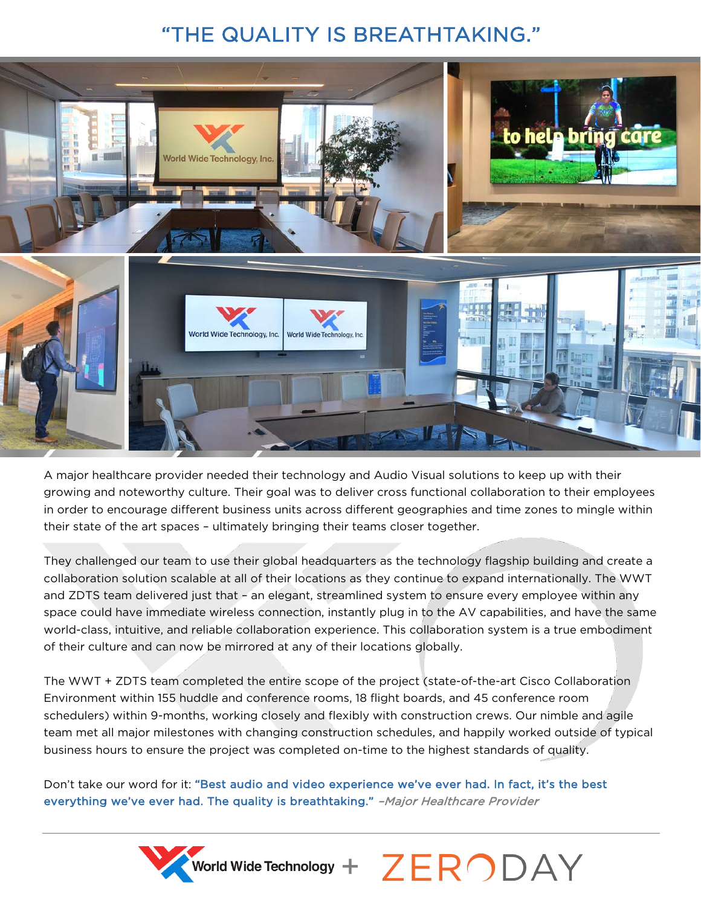# "THE QUALITY IS BREATHTAKING."

A major healthcare provider needed their technology and Audio Visual solutions to keep up with their growing and noteworthy culture. Their goal was to deliver cross functional collaboration to their employees in order to encourage different business units across different geographies and time zones to mingle within their state of the art spaces – ultimately bringing their teams closer together.

They challenged our team to use their global headquarters as the technology flagship building and create a collaboration solution scalable at all of their locations as they continue to expand internationally. The WWT and ZDTS team delivered just that – an elegant, streamlined system to ensure every employee within any space could have immediate wireless connection, instantly plug in to the AV capabilities, and have the same world-class, intuitive, and reliable collaboration experience. This collaboration system is a true embodiment of their culture and can now be mirrored at any of their locations globally.

The WWT + ZDTS team completed the entire scope of the project (state-of-the-art Cisco Collaboration Environment within 155 huddle and conference rooms, 18 flight boards, and 45 conference room schedulers) within 9-months, working closely and flexibly with construction crews. Our nimble and agile team met all major milestones with changing construction schedules, and happily worked outside of typical business hours to ensure the project was completed on-time to the highest standards of quality.

Don't take our word for it: **"Best audio and video experience we've ever had. In fact, it's the best everything we've ever had. The quality is breathtaking."** *–Major Healthcare Provider*

World Wide Technology + ZERODAY